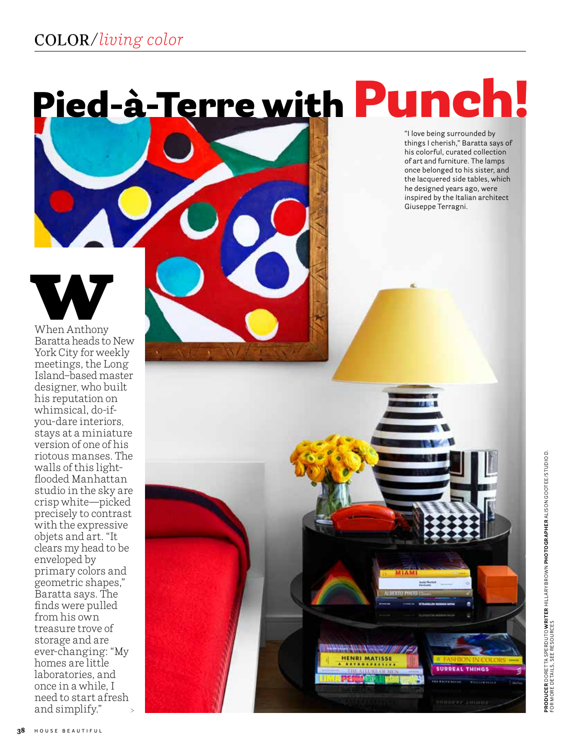# Pied-à-Terre with Punch!

"I love being surrounded by things I cherish," Baratta says of his colorful, curated collection of art and furniture. The lamps once belonged to his sister, and the lacquered side tables, which he designed years ago, were inspired by the Italian architect Giuseppe Terragni.

When Anthony Baratta heads to New York City for weekly meetings, the Long Island–based master designer, who built his reputation on whimsical, do-if-you-dare interiors, stays at a miniature version of one of his riotous manses. The walls of this light-flooded Manhattan studio in the sky are crisp white—picked precisely to contrast with the expressive objets and art. "It clears my head to be enveloped by primary colors and geometric shapes," Baratta says. The finds were pulled from his own treasure trove of storage and are ever-changing: "My homes are little laboratories, and once in a while, I need to start afresh and simplify." >

**PRODUCER** DORETTA SPERDUTO **WRITER** HILLARY BROWN **PHOTOGRAPHER** ALISON GOOTEE/STUDIO D. FOR MORE DETAILS, SEE RESOURCES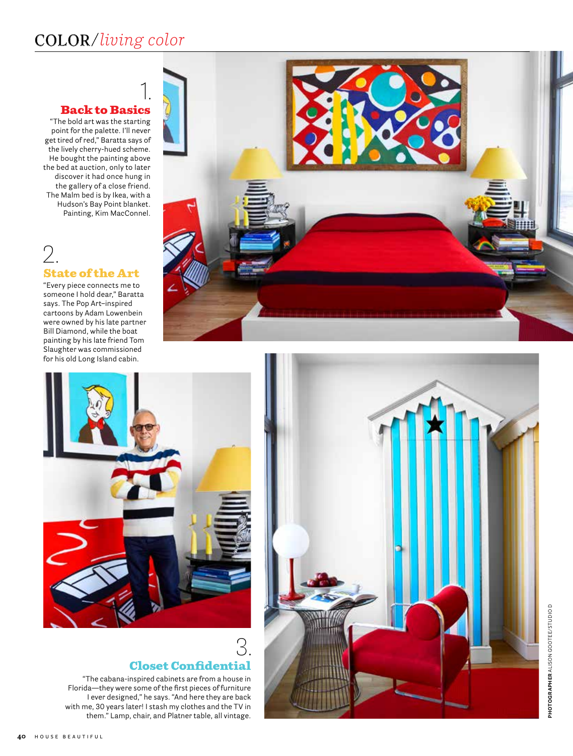# COLOR/*living color*

## 1. Back to Basics

"The bold art was the starting point for the palette. I'll never get tired of red," Baratta says of the lively cherry-hued scheme. He bought the painting above the bed at auction, only to later discover it had once hung in the gallery of a close friend. The Malm bed is by Ikea, with a Hudson's Bay Point blanket. Painting, Kim MacConnel.

## 2. State of the Art

"Every piece connects me to someone I hold dear," Baratta says. The Pop Art–inspired cartoons by Adam Lowenbein were owned by his late partner Bill Diamond, while the boat painting by his late friend Tom Slaughter was commissioned for his old Long Island cabin.

## 3. Closet Confidential

"The cabana-inspired cabinets are from a house in Florida—they were some of the first pieces of furniture I ever designed," he says. "And here they are back with me, 30 years later! I stash my clothes and the TV in them." Lamp, chair, and Platner table, all vintage.

**PHOTOGRAPHER** ALISON GOOTEE/STUDIO D